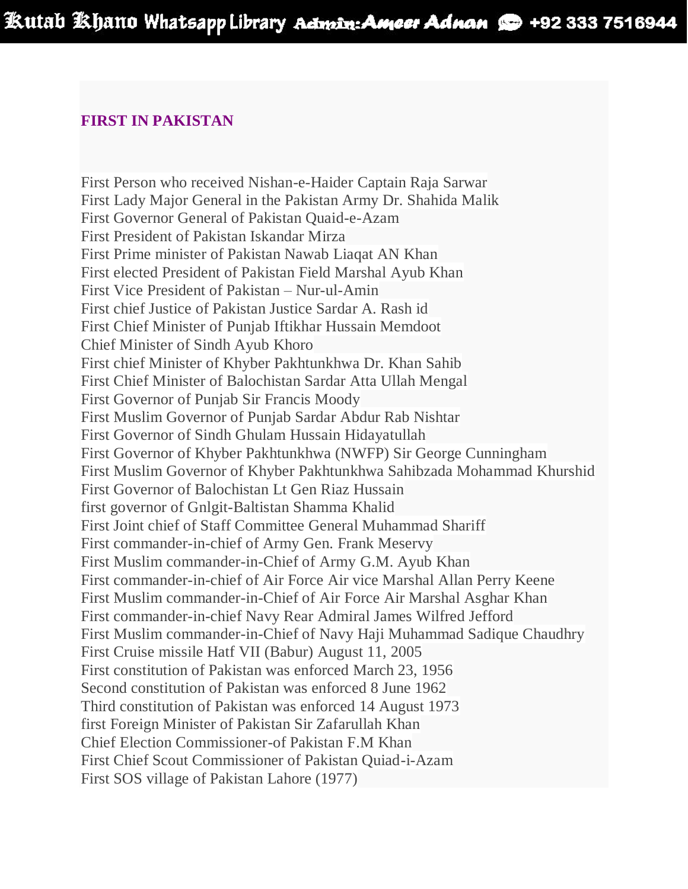## FIRST IN PAKISTAN

First Person who received Nishan-e-Haider Captain Raja Sarwar
First Lady Major General in the Pakistan Army Dr. Shahida Malik
First Governor General of Pakistan Quaid-e-Azam
First President of Pakistan Iskandar Mirza
First Prime minister of Pakistan Nawab Liaqat AN Khan
First elected President of Pakistan Field Marshal Ayub Khan
First Vice President of Pakistan – Nur-ul-Amin
First chief Justice of Pakistan Justice Sardar A. Rash id
First Chief Minister of Punjab Iftikhar Hussain Memdoot
Chief Minister of Sindh Ayub Khoro
First chief Minister of Khyber Pakhtunkhwa Dr. Khan Sahib
First Chief Minister of Balochistan Sardar Atta Ullah Mengal
First Governor of Punjab Sir Francis Moody
First Muslim Governor of Punjab Sardar Abdur Rab Nishtar
First Governor of Sindh Ghulam Hussain Hidayatullah
First Governor of Khyber Pakhtunkhwa (NWFP) Sir George Cunningham
First Muslim Governor of Khyber Pakhtunkhwa Sahibzada Mohammad Khurshid
First Governor of Balochistan Lt Gen Riaz Hussain
first governor of Gnlgit-Baltistan Shamma Khalid
First Joint chief of Staff Committee General Muhammad Shariff
First commander-in-chief of Army Gen. Frank Meservy
First Muslim commander-in-Chief of Army G.M. Ayub Khan
First commander-in-chief of Air Force Air vice Marshal Allan Perry Keene
First Muslim commander-in-Chief of Air Force Air Marshal Asghar Khan
First commander-in-chief Navy Rear Admiral James Wilfred Jefford
First Muslim commander-in-Chief of Navy Haji Muhammad Sadique Chaudhry
First Cruise missile Hatf VII (Babur) August 11, 2005
First constitution of Pakistan was enforced March 23, 1956
Second constitution of Pakistan was enforced 8 June 1962
Third constitution of Pakistan was enforced 14 August 1973
first Foreign Minister of Pakistan Sir Zafarullah Khan
Chief Election Commissioner-of Pakistan F.M Khan
First Chief Scout Commissioner of Pakistan Quiad-i-Azam
First SOS village of Pakistan Lahore (1977)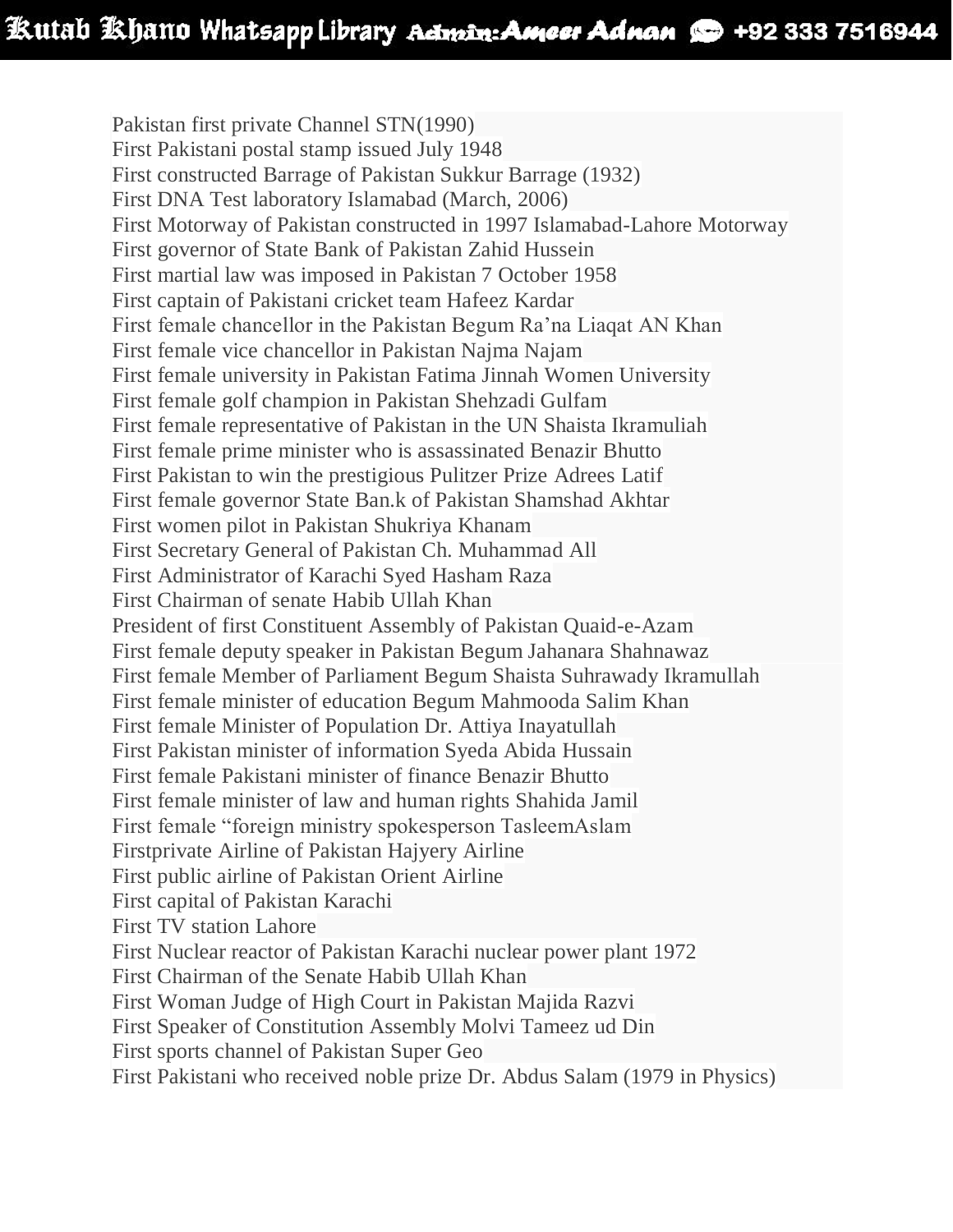Pakistan first private Channel STN(1990)
First Pakistani postal stamp issued July 1948
First constructed Barrage of Pakistan Sukkur Barrage (1932)
First DNA Test laboratory Islamabad (March, 2006)
First Motorway of Pakistan constructed in 1997 Islamabad-Lahore Motorway
First governor of State Bank of Pakistan Zahid Hussein
First martial law was imposed in Pakistan 7 October 1958
First captain of Pakistani cricket team Hafeez Kardar
First female chancellor in the Pakistan Begum Ra'na Liaqat AN Khan
First female vice chancellor in Pakistan Najma Najam
First female university in Pakistan Fatima Jinnah Women University
First female golf champion in Pakistan Shehzadi Gulfam
First female representative of Pakistan in the UN Shaista Ikramuliah
First female prime minister who is assassinated Benazir Bhutto
First Pakistan to win the prestigious Pulitzer Prize Adrees Latif
First female governor State Ban.k of Pakistan Shamshad Akhtar
First women pilot in Pakistan Shukriya Khanam
First Secretary General of Pakistan Ch. Muhammad All
First Administrator of Karachi Syed Hasham Raza
First Chairman of senate Habib Ullah Khan
President of first Constituent Assembly of Pakistan Quaid-e-Azam
First female deputy speaker in Pakistan Begum Jahanara Shahnawaz
First female Member of Parliament Begum Shaista Suhrawady Ikramullah
First female minister of education Begum Mahmooda Salim Khan
First female Minister of Population Dr. Attiya Inayatullah
First Pakistan minister of information Syeda Abida Hussain
First female Pakistani minister of finance Benazir Bhutto
First female minister of law and human rights Shahida Jamil
First female "foreign ministry spokesperson TasleemAslam
Firstprivate Airline of Pakistan Hajyery Airline
First public airline of Pakistan Orient Airline
First capital of Pakistan Karachi
First TV station Lahore
First Nuclear reactor of Pakistan Karachi nuclear power plant 1972
First Chairman of the Senate Habib Ullah Khan
First Woman Judge of High Court in Pakistan Majida Razvi
First Speaker of Constitution Assembly Molvi Tameez ud Din
First sports channel of Pakistan Super Geo
First Pakistani who received noble prize Dr. Abdus Salam (1979 in Physics)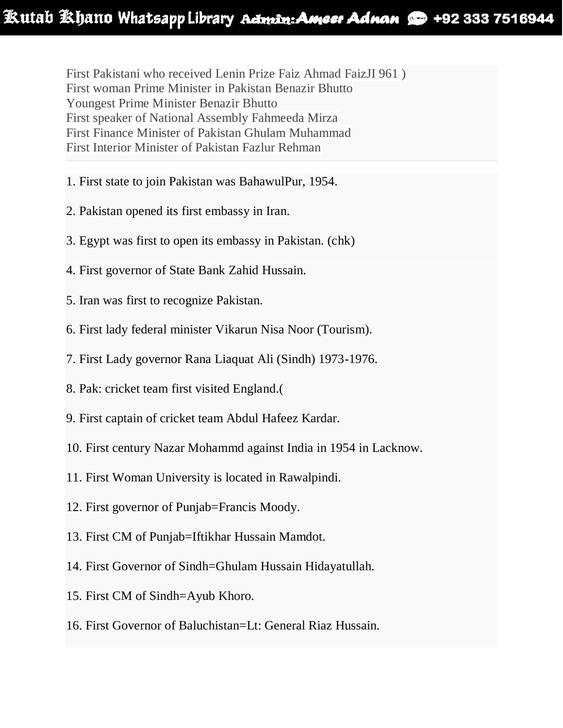First Pakistani who received Lenin Prize Faiz Ahmad FaizJI 961 )
First woman Prime Minister in Pakistan Benazir Bhutto
Youngest Prime Minister Benazir Bhutto
First speaker of National Assembly Fahmeeda Mirza
First Finance Minister of Pakistan Ghulam Muhammad
First Interior Minister of Pakistan Fazlur Rehman

1. First state to join Pakistan was BahawulPur, 1954.

2. Pakistan opened its first embassy in Iran.

3. Egypt was first to open its embassy in Pakistan. (chk)

4. First governor of State Bank Zahid Hussain.

5. Iran was first to recognize Pakistan.

6. First lady federal minister Vikarun Nisa Noor (Tourism).

7. First Lady governor Rana Liaquat Ali (Sindh) 1973-1976.

8. Pak: cricket team first visited England.(

9. First captain of cricket team Abdul Hafeez Kardar.

10. First century Nazar Mohammd against India in 1954 in Lacknow.

11. First Woman University is located in Rawalpindi.

12. First governor of Punjab=Francis Moody.

13. First CM of Punjab=Iftikhar Hussain Mamdot.

14. First Governor of Sindh=Ghulam Hussain Hidayatullah.

15. First CM of Sindh=Ayub Khoro.

16. First Governor of Baluchistan=Lt: General Riaz Hussain.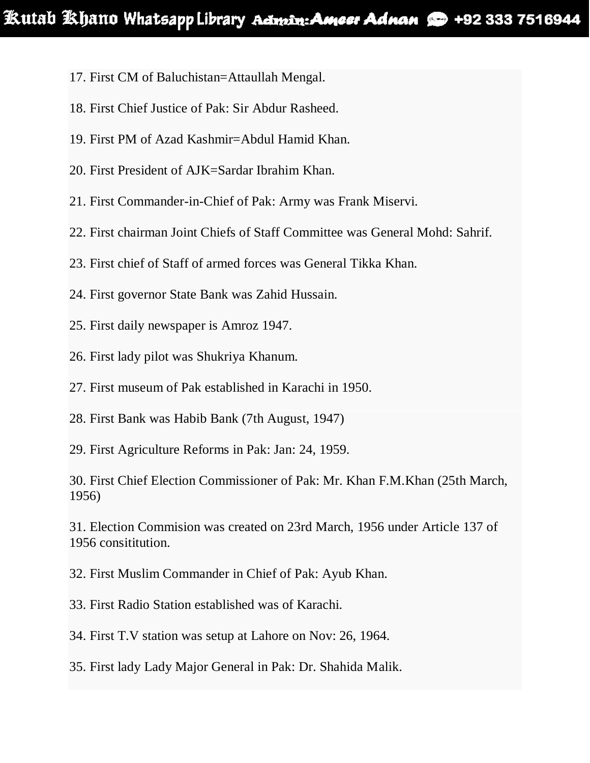17. First CM of Baluchistan=Attaullah Mengal.

18. First Chief Justice of Pak: Sir Abdur Rasheed.

19. First PM of Azad Kashmir=Abdul Hamid Khan.

20. First President of AJK=Sardar Ibrahim Khan.

21. First Commander-in-Chief of Pak: Army was Frank Miservi.

22. First chairman Joint Chiefs of Staff Committee was General Mohd: Sahrif.

23. First chief of Staff of armed forces was General Tikka Khan.

24. First governor State Bank was Zahid Hussain.

25. First daily newspaper is Amroz 1947.

26. First lady pilot was Shukriya Khanum.

27. First museum of Pak established in Karachi in 1950.

28. First Bank was Habib Bank (7th August, 1947)

29. First Agriculture Reforms in Pak: Jan: 24, 1959.

30. First Chief Election Commissioner of Pak: Mr. Khan F.M.Khan (25th March, 1956)

31. Election Commision was created on 23rd March, 1956 under Article 137 of 1956 consititution.

32. First Muslim Commander in Chief of Pak: Ayub Khan.

33. First Radio Station established was of Karachi.

34. First T.V station was setup at Lahore on Nov: 26, 1964.

35. First lady Lady Major General in Pak: Dr. Shahida Malik.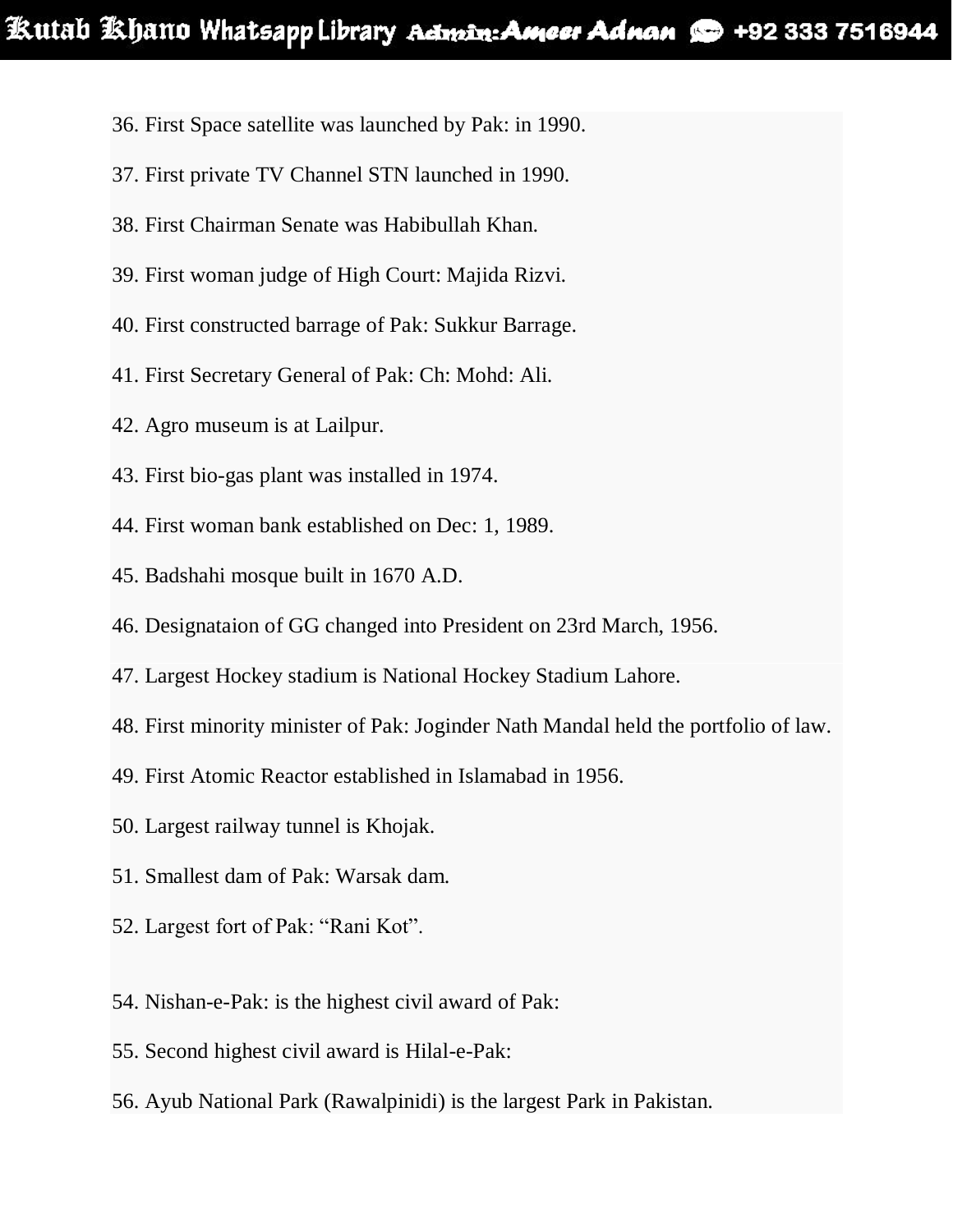36. First Space satellite was launched by Pak: in 1990.

37. First private TV Channel STN launched in 1990.

38. First Chairman Senate was Habibullah Khan.

39. First woman judge of High Court: Majida Rizvi.

40. First constructed barrage of Pak: Sukkur Barrage.

41. First Secretary General of Pak: Ch: Mohd: Ali.

42. Agro museum is at Lailpur.

43. First bio-gas plant was installed in 1974.

44. First woman bank established on Dec: 1, 1989.

45. Badshahi mosque built in 1670 A.D.

46. Designataion of GG changed into President on 23rd March, 1956.

47. Largest Hockey stadium is National Hockey Stadium Lahore.

48. First minority minister of Pak: Joginder Nath Mandal held the portfolio of law.

49. First Atomic Reactor established in Islamabad in 1956.

50. Largest railway tunnel is Khojak.

51. Smallest dam of Pak: Warsak dam.

52. Largest fort of Pak: "Rani Kot".

54. Nishan-e-Pak: is the highest civil award of Pak:

55. Second highest civil award is Hilal-e-Pak:

56. Ayub National Park (Rawalpinidi) is the largest Park in Pakistan.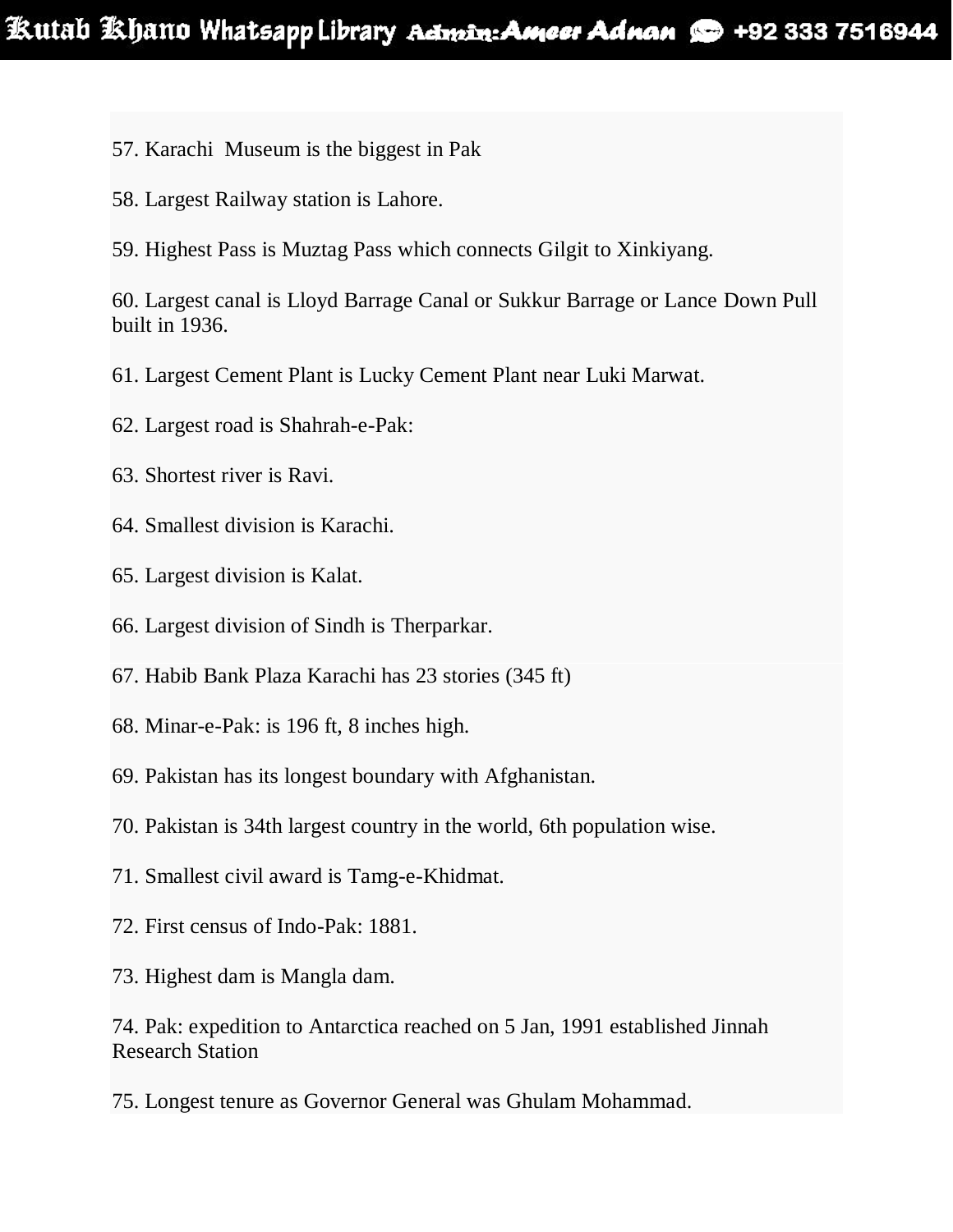57. Karachi  Museum is the biggest in Pak

58. Largest Railway station is Lahore.

59. Highest Pass is Muztag Pass which connects Gilgit to Xinkiyang.

60. Largest canal is Lloyd Barrage Canal or Sukkur Barrage or Lance Down Pull built in 1936.

61. Largest Cement Plant is Lucky Cement Plant near Luki Marwat.

62. Largest road is Shahrah-e-Pak:

63. Shortest river is Ravi.

64. Smallest division is Karachi.

65. Largest division is Kalat.

66. Largest division of Sindh is Therparkar.

67. Habib Bank Plaza Karachi has 23 stories (345 ft)

68. Minar-e-Pak: is 196 ft, 8 inches high.

69. Pakistan has its longest boundary with Afghanistan.

70. Pakistan is 34th largest country in the world, 6th population wise.

71. Smallest civil award is Tamg-e-Khidmat.

72. First census of Indo-Pak: 1881.

73. Highest dam is Mangla dam.

74. Pak: expedition to Antarctica reached on 5 Jan, 1991 established Jinnah Research Station

75. Longest tenure as Governor General was Ghulam Mohammad.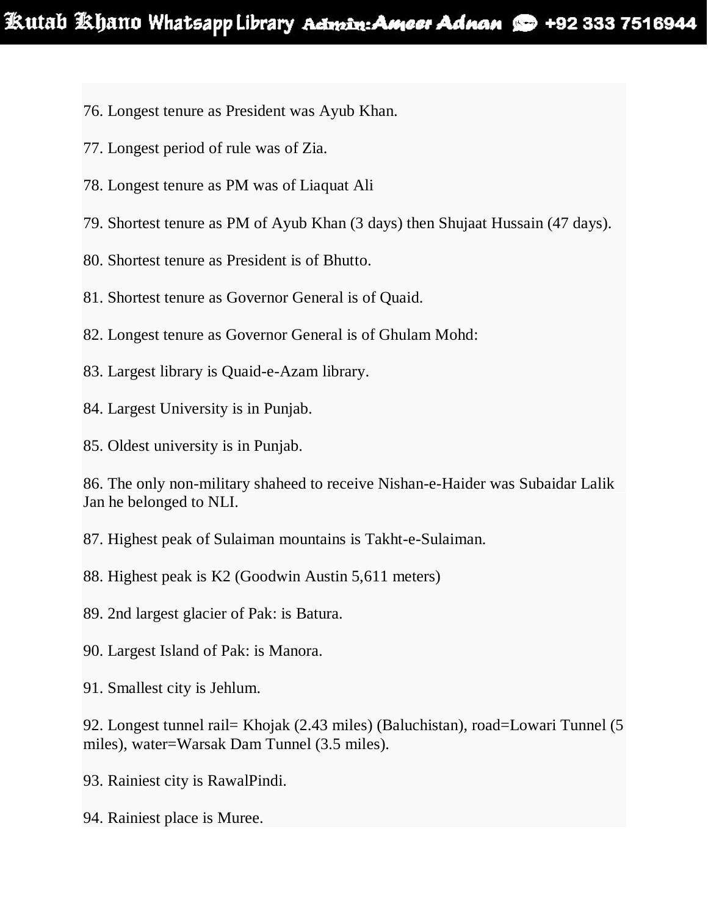76. Longest tenure as President was Ayub Khan.

77. Longest period of rule was of Zia.

78. Longest tenure as PM was of Liaquat Ali

79. Shortest tenure as PM of Ayub Khan (3 days) then Shujaat Hussain (47 days).

80. Shortest tenure as President is of Bhutto.

81. Shortest tenure as Governor General is of Quaid.

82. Longest tenure as Governor General is of Ghulam Mohd:

83. Largest library is Quaid-e-Azam library.

84. Largest University is in Punjab.

85. Oldest university is in Punjab.

86. The only non-military shaheed to receive Nishan-e-Haider was Subaidar Lalik Jan he belonged to NLI.

87. Highest peak of Sulaiman mountains is Takht-e-Sulaiman.

88. Highest peak is K2 (Goodwin Austin 5,611 meters)

89. 2nd largest glacier of Pak: is Batura.

90. Largest Island of Pak: is Manora.

91. Smallest city is Jehlum.

92. Longest tunnel rail= Khojak (2.43 miles) (Baluchistan), road=Lowari Tunnel (5 miles), water=Warsak Dam Tunnel (3.5 miles).

93. Rainiest city is RawalPindi.

94. Rainiest place is Muree.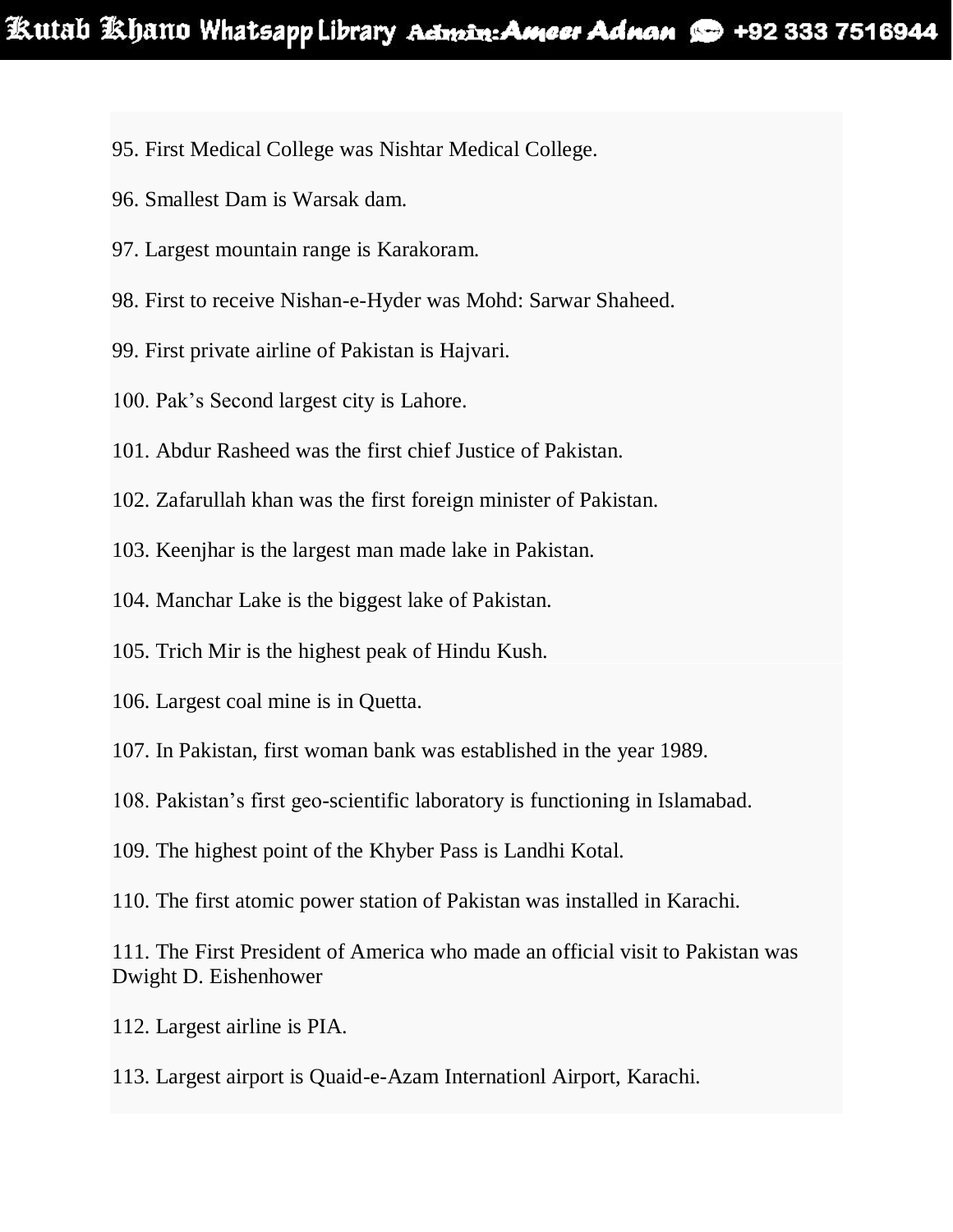95. First Medical College was Nishtar Medical College.

96. Smallest Dam is Warsak dam.

97. Largest mountain range is Karakoram.

98. First to receive Nishan-e-Hyder was Mohd: Sarwar Shaheed.

99. First private airline of Pakistan is Hajvari.

100. Pak's Second largest city is Lahore.

101. Abdur Rasheed was the first chief Justice of Pakistan.

102. Zafarullah khan was the first foreign minister of Pakistan.

103. Keenjhar is the largest man made lake in Pakistan.

104. Manchar Lake is the biggest lake of Pakistan.

105. Trich Mir is the highest peak of Hindu Kush.

106. Largest coal mine is in Quetta.

107. In Pakistan, first woman bank was established in the year 1989.

108. Pakistan's first geo-scientific laboratory is functioning in Islamabad.

109. The highest point of the Khyber Pass is Landhi Kotal.

110. The first atomic power station of Pakistan was installed in Karachi.

111. The First President of America who made an official visit to Pakistan was Dwight D. Eishenhower

112. Largest airline is PIA.

113. Largest airport is Quaid-e-Azam Internationl Airport, Karachi.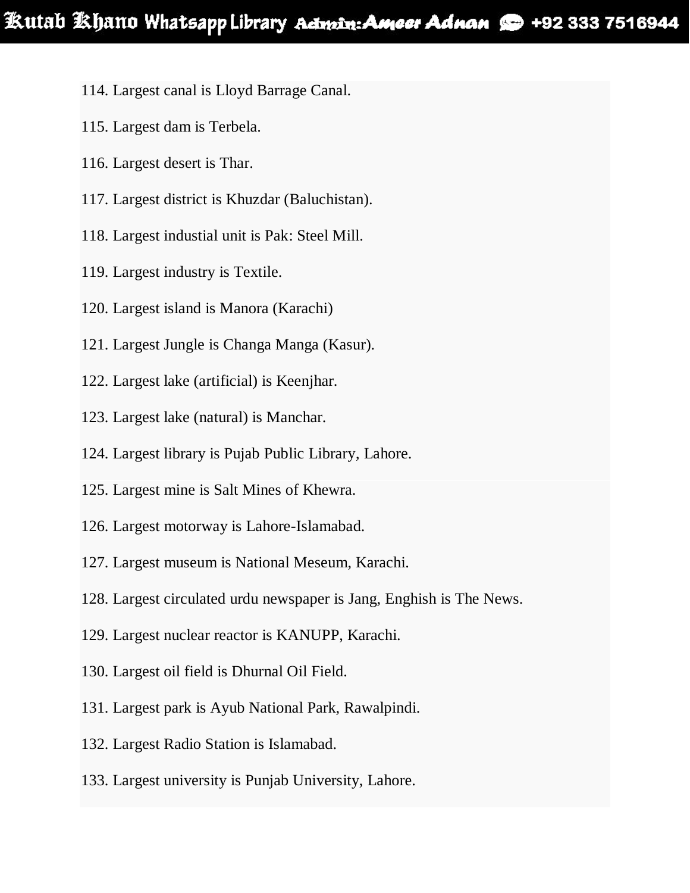114. Largest canal is Lloyd Barrage Canal.

115. Largest dam is Terbela.

116. Largest desert is Thar.

117. Largest district is Khuzdar (Baluchistan).

118. Largest industial unit is Pak: Steel Mill.

119. Largest industry is Textile.

120. Largest island is Manora (Karachi)

121. Largest Jungle is Changa Manga (Kasur).

122. Largest lake (artificial) is Keenjhar.

123. Largest lake (natural) is Manchar.

124. Largest library is Pujab Public Library, Lahore.

125. Largest mine is Salt Mines of Khewra.

126. Largest motorway is Lahore-Islamabad.

127. Largest museum is National Meseum, Karachi.

128. Largest circulated urdu newspaper is Jang, Enghish is The News.

129. Largest nuclear reactor is KANUPP, Karachi.

130. Largest oil field is Dhurnal Oil Field.

131. Largest park is Ayub National Park, Rawalpindi.

132. Largest Radio Station is Islamabad.

133. Largest university is Punjab University, Lahore.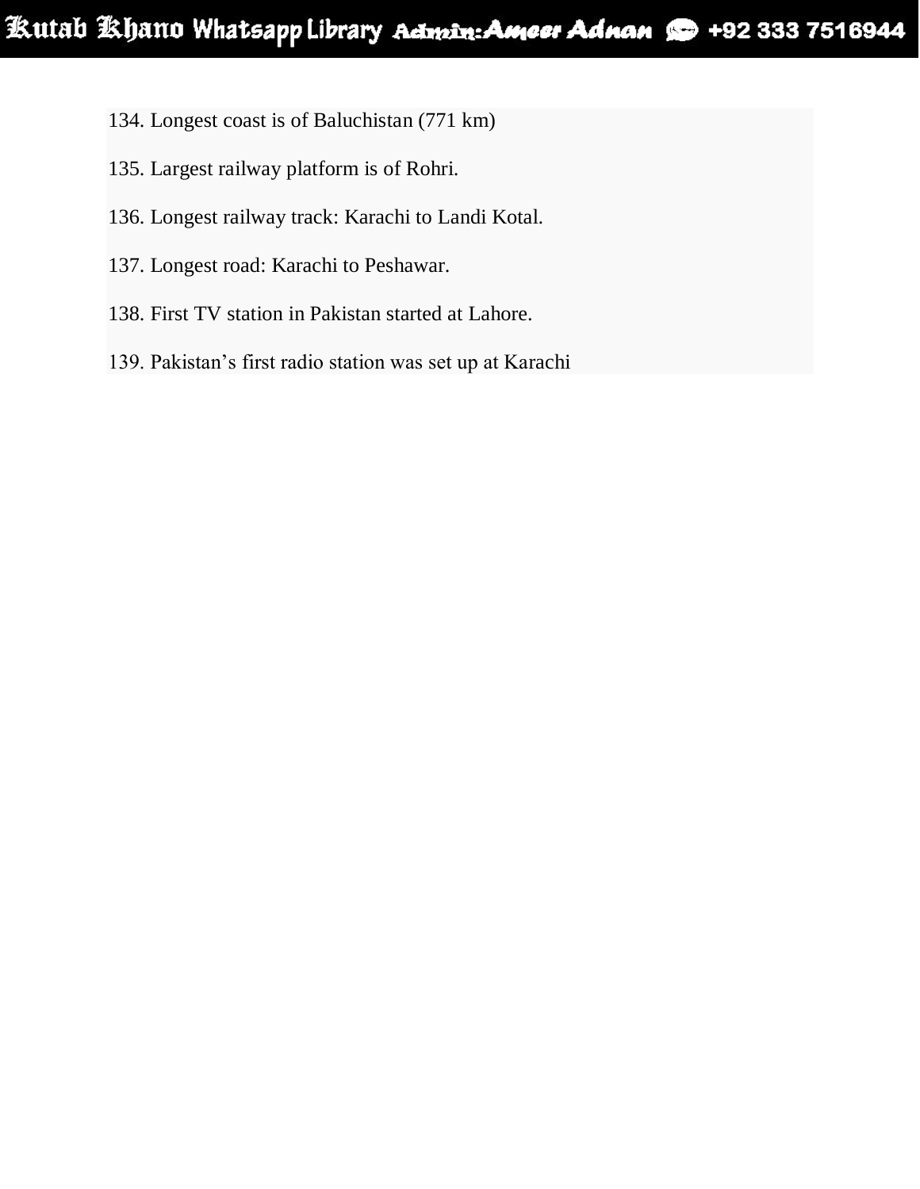134. Longest coast is of Baluchistan (771 km)

135. Largest railway platform is of Rohri.

136. Longest railway track: Karachi to Landi Kotal.

137. Longest road: Karachi to Peshawar.

138. First TV station in Pakistan started at Lahore.

139. Pakistan’s first radio station was set up at Karachi